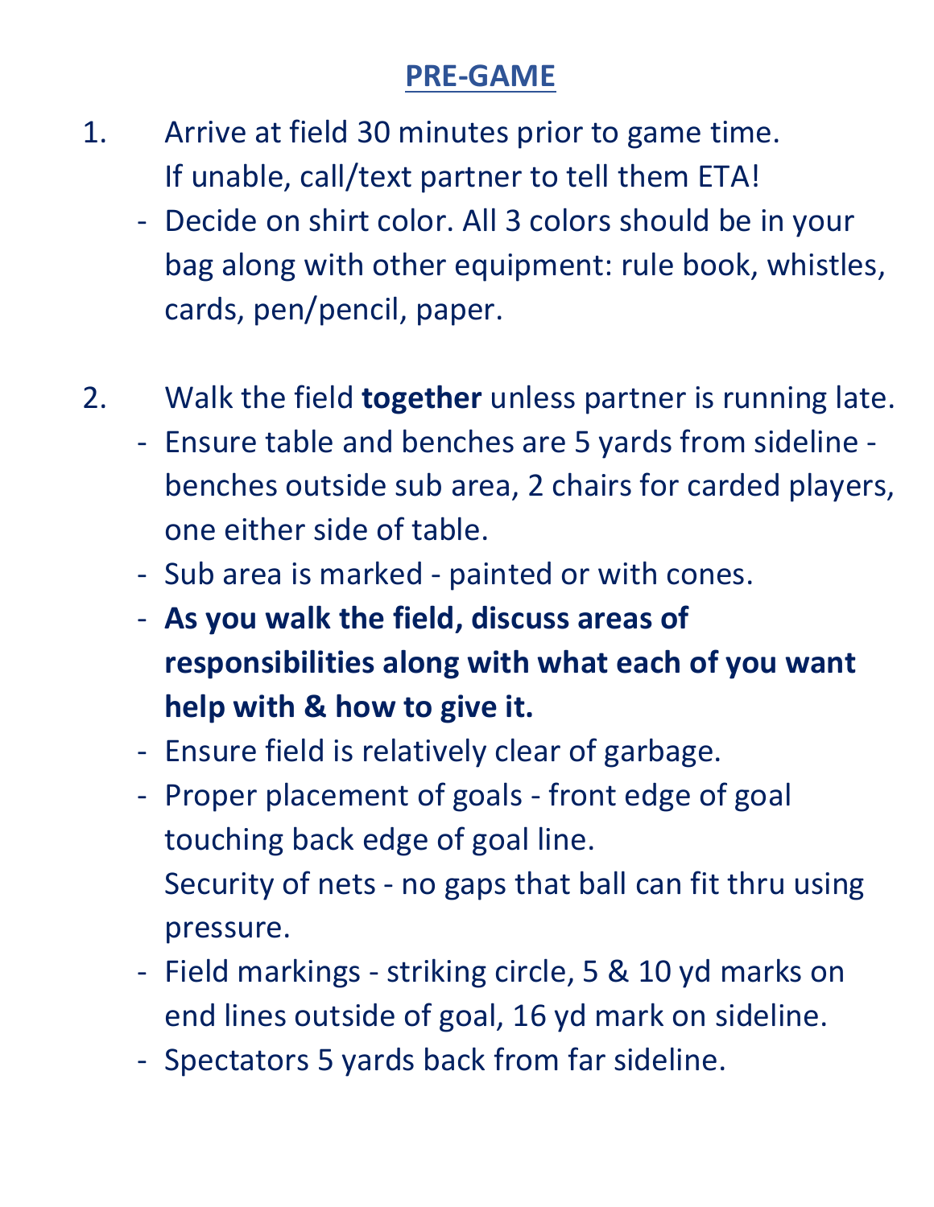# PRE-GAME

1. Arrive at field 30 minutes prior to game time.
   If unable, call/text partner to tell them ETA!
   - Decide on shirt color. All 3 colors should be in your bag along with other equipment: rule book, whistles, cards, pen/pencil, paper.

2. Walk the field **together** unless partner is running late.
   - Ensure table and benches are 5 yards from sideline - benches outside sub area, 2 chairs for carded players, one either side of table.
   - Sub area is marked - painted or with cones.
   - **As you walk the field, discuss areas of responsibilities along with what each of you want help with & how to give it.**
   - Ensure field is relatively clear of garbage.
   - Proper placement of goals - front edge of goal touching back edge of goal line.
     Security of nets - no gaps that ball can fit thru using pressure.
   - Field markings - striking circle, 5 & 10 yd marks on end lines outside of goal, 16 yd mark on sideline.
   - Spectators 5 yards back from far sideline.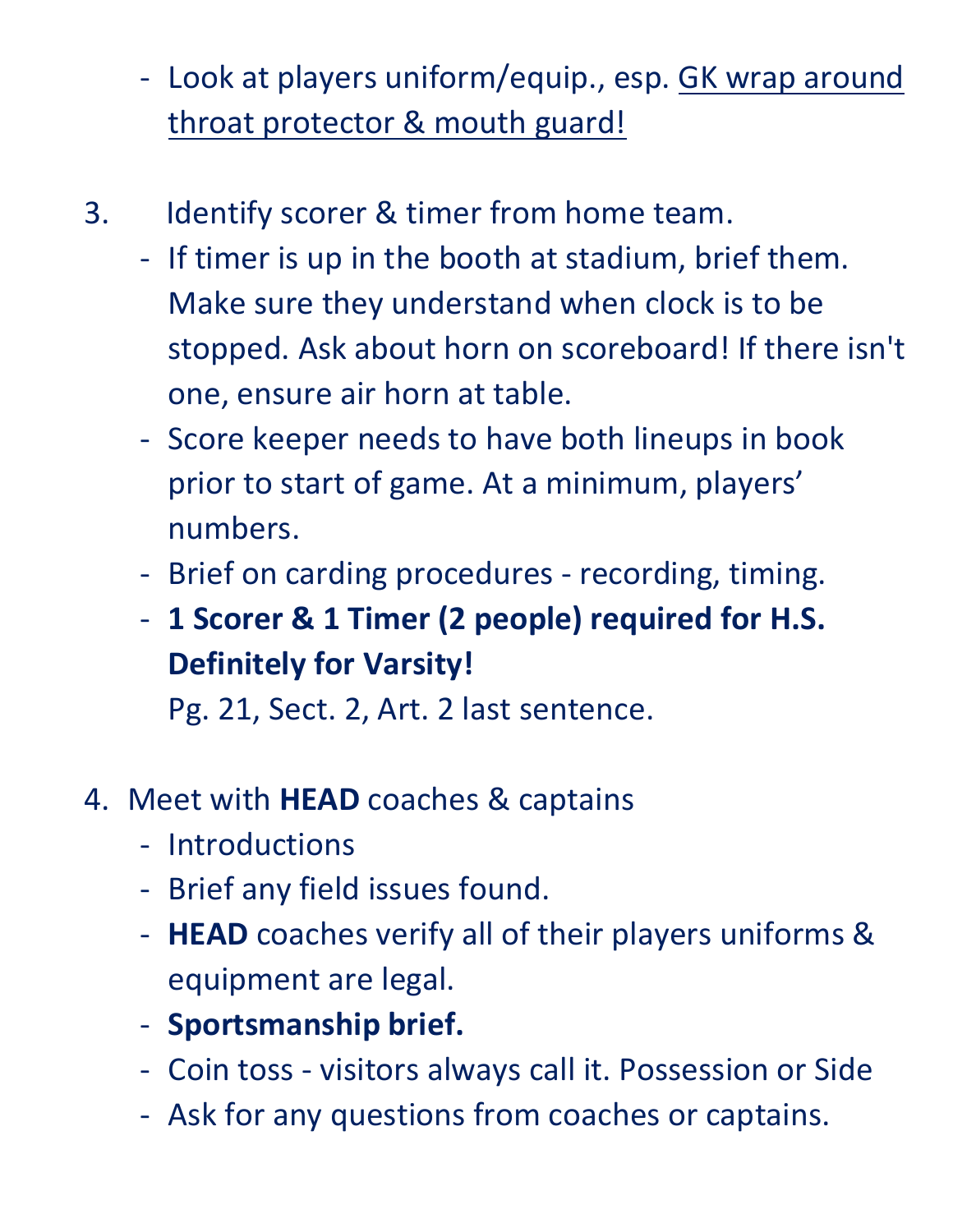- Look at players uniform/equip., esp. <u>GK wrap around throat protector & mouth guard!</u>

3. Identify scorer & timer from home team.
   - If timer is up in the booth at stadium, brief them. Make sure they understand when clock is to be stopped. Ask about horn on scoreboard! If there isn't one, ensure air horn at table.
   - Score keeper needs to have both lineups in book prior to start of game. At a minimum, players' numbers.
   - Brief on carding procedures - recording, timing.
   - **1 Scorer & 1 Timer (2 people) required for H.S. Definitely for Varsity!**
     Pg. 21, Sect. 2, Art. 2 last sentence.

4. Meet with **HEAD** coaches & captains
   - Introductions
   - Brief any field issues found.
   - **HEAD** coaches verify all of their players uniforms & equipment are legal.
   - **Sportsmanship brief.**
   - Coin toss - visitors always call it. Possession or Side
   - Ask for any questions from coaches or captains.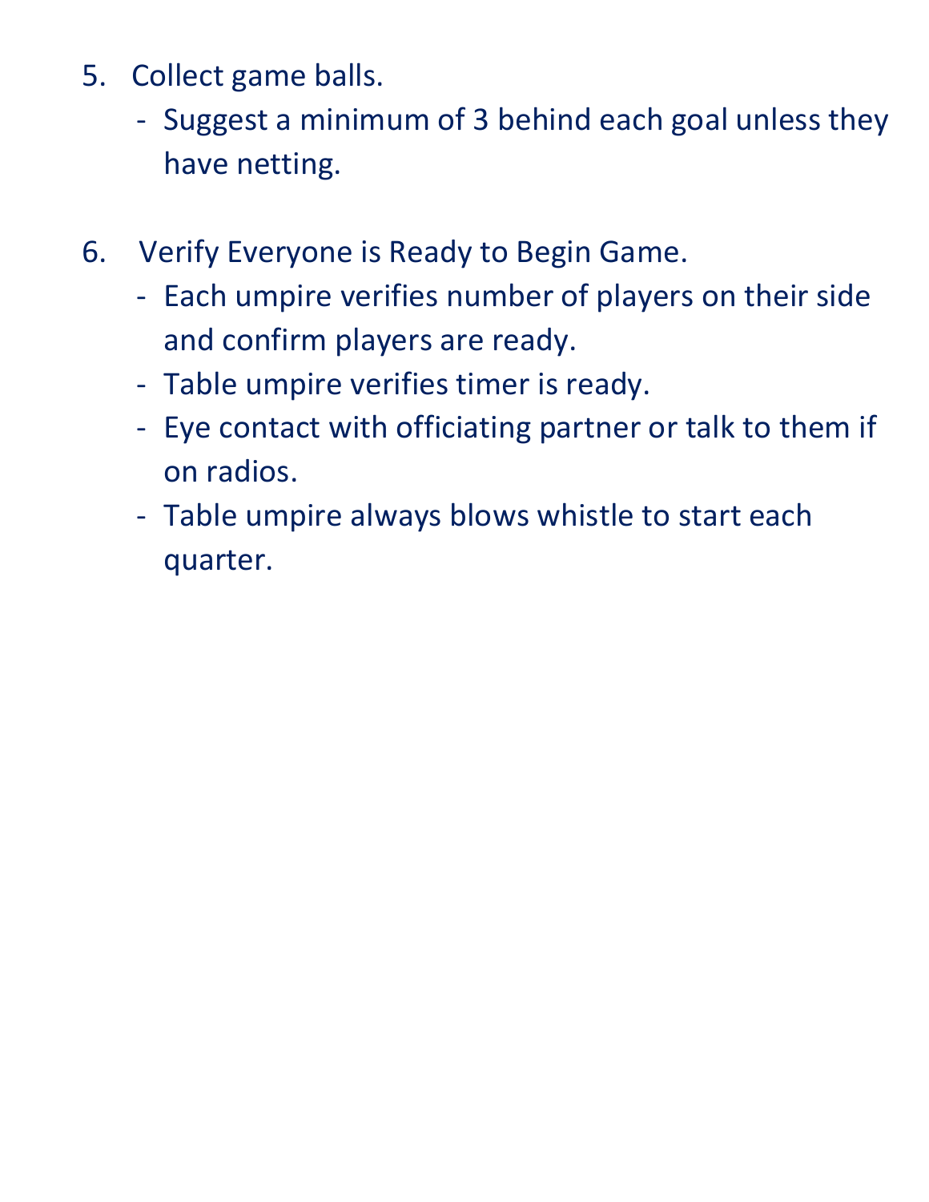5. Collect game balls.
   - Suggest a minimum of 3 behind each goal unless they have netting.

6. Verify Everyone is Ready to Begin Game.
   - Each umpire verifies number of players on their side and confirm players are ready.
   - Table umpire verifies timer is ready.
   - Eye contact with officiating partner or talk to them if on radios.
   - Table umpire always blows whistle to start each quarter.